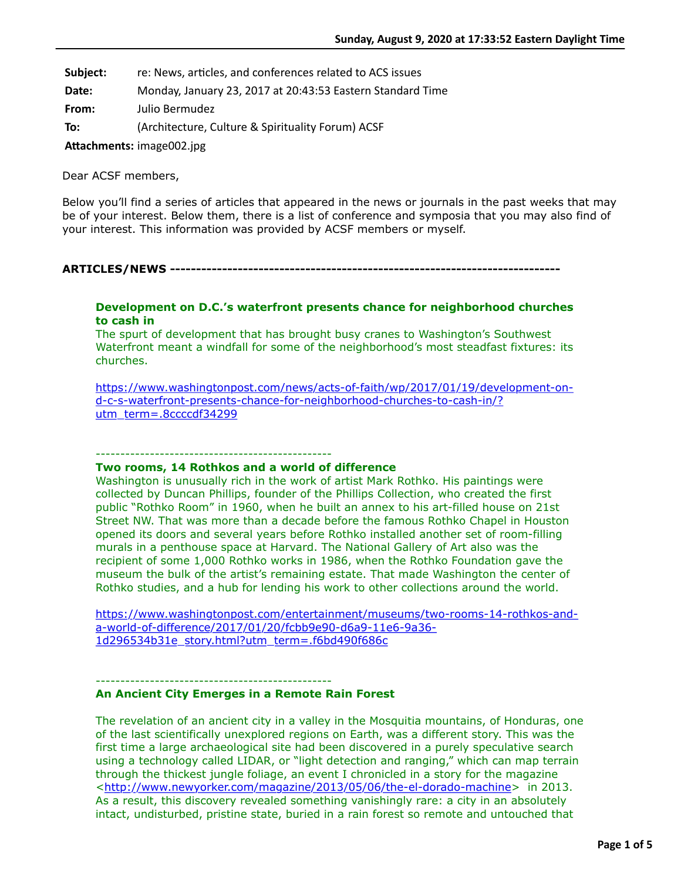Sunday, August 9, 2020 at 17:33:52 Eastern Daylight Time

**Subject:** re: News, articles, and conferences related to ACS issues
**Date:** Monday, January 23, 2017 at 20:43:53 Eastern Standard Time
**From:** Julio Bermudez
**To:** (Architecture, Culture & Spirituality Forum) ACSF
**Attachments:** image002.jpg

Dear ACSF members,

Below you'll find a series of articles that appeared in the news or journals in the past weeks that may be of your interest. Below them, there is a list of conference and symposia that you may also find of your interest. This information was provided by ACSF members or myself.

**ARTICLES/NEWS --------------------------------------------------------------------------**

**Development on D.C.'s waterfront presents chance for neighborhood churches to cash in**
The spurt of development that has brought busy cranes to Washington's Southwest Waterfront meant a windfall for some of the neighborhood's most steadfast fixtures: its churches.

https://www.washingtonpost.com/news/acts-of-faith/wp/2017/01/19/development-on-d-c-s-waterfront-presents-chance-for-neighborhood-churches-to-cash-in/?utm_term=.8ccccdf34299

------------------------------------------------

**Two rooms, 14 Rothkos and a world of difference**
Washington is unusually rich in the work of artist Mark Rothko. His paintings were collected by Duncan Phillips, founder of the Phillips Collection, who created the first public "Rothko Room" in 1960, when he built an annex to his art-filled house on 21st Street NW. That was more than a decade before the famous Rothko Chapel in Houston opened its doors and several years before Rothko installed another set of room-filling murals in a penthouse space at Harvard. The National Gallery of Art also was the recipient of some 1,000 Rothko works in 1986, when the Rothko Foundation gave the museum the bulk of the artist's remaining estate. That made Washington the center of Rothko studies, and a hub for lending his work to other collections around the world.

https://www.washingtonpost.com/entertainment/museums/two-rooms-14-rothkos-and-a-world-of-difference/2017/01/20/fcbb9e90-d6a9-11e6-9a36-1d296534b31e_story.html?utm_term=.f6bd490f686c

------------------------------------------------

**An Ancient City Emerges in a Remote Rain Forest**

The revelation of an ancient city in a valley in the Mosquitia mountains, of Honduras, one of the last scientifically unexplored regions on Earth, was a different story. This was the first time a large archaeological site had been discovered in a purely speculative search using a technology called LIDAR, or "light detection and ranging," which can map terrain through the thickest jungle foliage, an event I chronicled in a story for the magazine <http://www.newyorker.com/magazine/2013/05/06/the-el-dorado-machine> in 2013. As a result, this discovery revealed something vanishingly rare: a city in an absolutely intact, undisturbed, pristine state, buried in a rain forest so remote and untouched that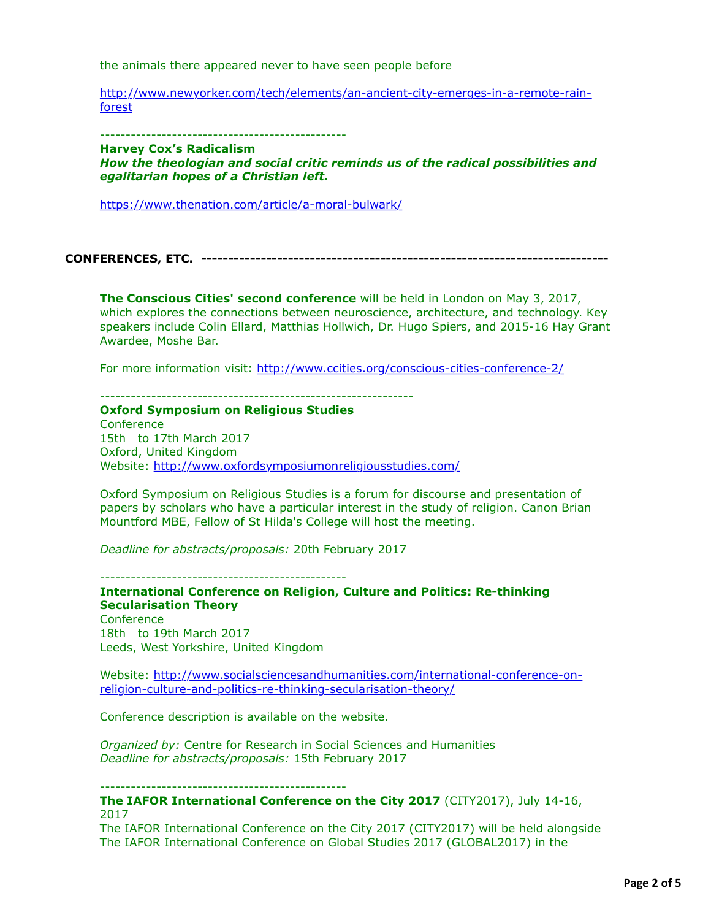the animals there appeared never to have seen people before

http://www.newyorker.com/tech/elements/an-ancient-city-emerges-in-a-remote-rain-forest

-----------------------------------------------

**Harvey Cox's Radicalism**
***How the theologian and social critic reminds us of the radical possibilities and egalitarian hopes of a Christian left.***

https://www.thenation.com/article/a-moral-bulwark/

## CONFERENCES, ETC. ------------------------------------------------------------------------

**The Conscious Cities' second conference** will be held in London on May 3, 2017, which explores the connections between neuroscience, architecture, and technology. Key speakers include Colin Ellard, Matthias Hollwich, Dr. Hugo Spiers, and 2015-16 Hay Grant Awardee, Moshe Bar.

For more information visit: http://www.ccities.org/conscious-cities-conference-2/

------------------------------------------------------------

**Oxford Symposium on Religious Studies**
Conference
15th to 17th March 2017
Oxford, United Kingdom
Website: http://www.oxfordsymposiumonreligiousstudies.com/

Oxford Symposium on Religious Studies is a forum for discourse and presentation of papers by scholars who have a particular interest in the study of religion. Canon Brian Mountford MBE, Fellow of St Hilda's College will host the meeting.

*Deadline for abstracts/proposals:* 20th February 2017

-----------------------------------------------

**International Conference on Religion, Culture and Politics: Re-thinking Secularisation Theory**
Conference
18th to 19th March 2017
Leeds, West Yorkshire, United Kingdom

Website: http://www.socialsciencesandhumanities.com/international-conference-on-religion-culture-and-politics-re-thinking-secularisation-theory/

Conference description is available on the website.

*Organized by:* Centre for Research in Social Sciences and Humanities
*Deadline for abstracts/proposals:* 15th February 2017

-----------------------------------------------

**The IAFOR International Conference on the City 2017** (CITY2017), July 14-16, 2017
The IAFOR International Conference on the City 2017 (CITY2017) will be held alongside The IAFOR International Conference on Global Studies 2017 (GLOBAL2017) in the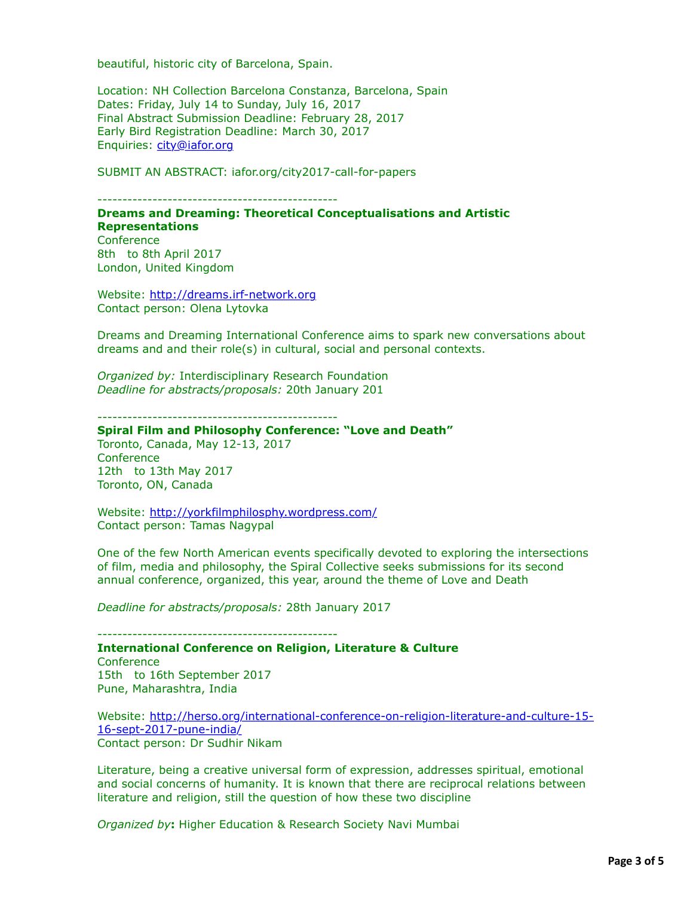beautiful, historic city of Barcelona, Spain.

Location: NH Collection Barcelona Constanza, Barcelona, Spain
Dates: Friday, July 14 to Sunday, July 16, 2017
Final Abstract Submission Deadline: February 28, 2017
Early Bird Registration Deadline: March 30, 2017
Enquiries: city@iafor.org

SUBMIT AN ABSTRACT: iafor.org/city2017-call-for-papers

------------------------------------------------

**Dreams and Dreaming: Theoretical Conceptualisations and Artistic Representations**
Conference
8th to 8th April 2017
London, United Kingdom

Website: http://dreams.irf-network.org
Contact person: Olena Lytovka

Dreams and Dreaming International Conference aims to spark new conversations about dreams and and their role(s) in cultural, social and personal contexts.

*Organized by:* Interdisciplinary Research Foundation
*Deadline for abstracts/proposals:* 20th January 201

------------------------------------------------

**Spiral Film and Philosophy Conference: "Love and Death"**
Toronto, Canada, May 12-13, 2017
Conference
12th to 13th May 2017
Toronto, ON, Canada

Website: http://yorkfilmphilosphy.wordpress.com/
Contact person: Tamas Nagypal

One of the few North American events specifically devoted to exploring the intersections of film, media and philosophy, the Spiral Collective seeks submissions for its second annual conference, organized, this year, around the theme of Love and Death

*Deadline for abstracts/proposals:* 28th January 2017

------------------------------------------------

**International Conference on Religion, Literature & Culture**
Conference
15th to 16th September 2017
Pune, Maharashtra, India

Website: http://herso.org/international-conference-on-religion-literature-and-culture-15-16-sept-2017-pune-india/
Contact person: Dr Sudhir Nikam

Literature, being a creative universal form of expression, addresses spiritual, emotional and social concerns of humanity. It is known that there are reciprocal relations between literature and religion, still the question of how these two discipline

*Organized by*: Higher Education & Research Society Navi Mumbai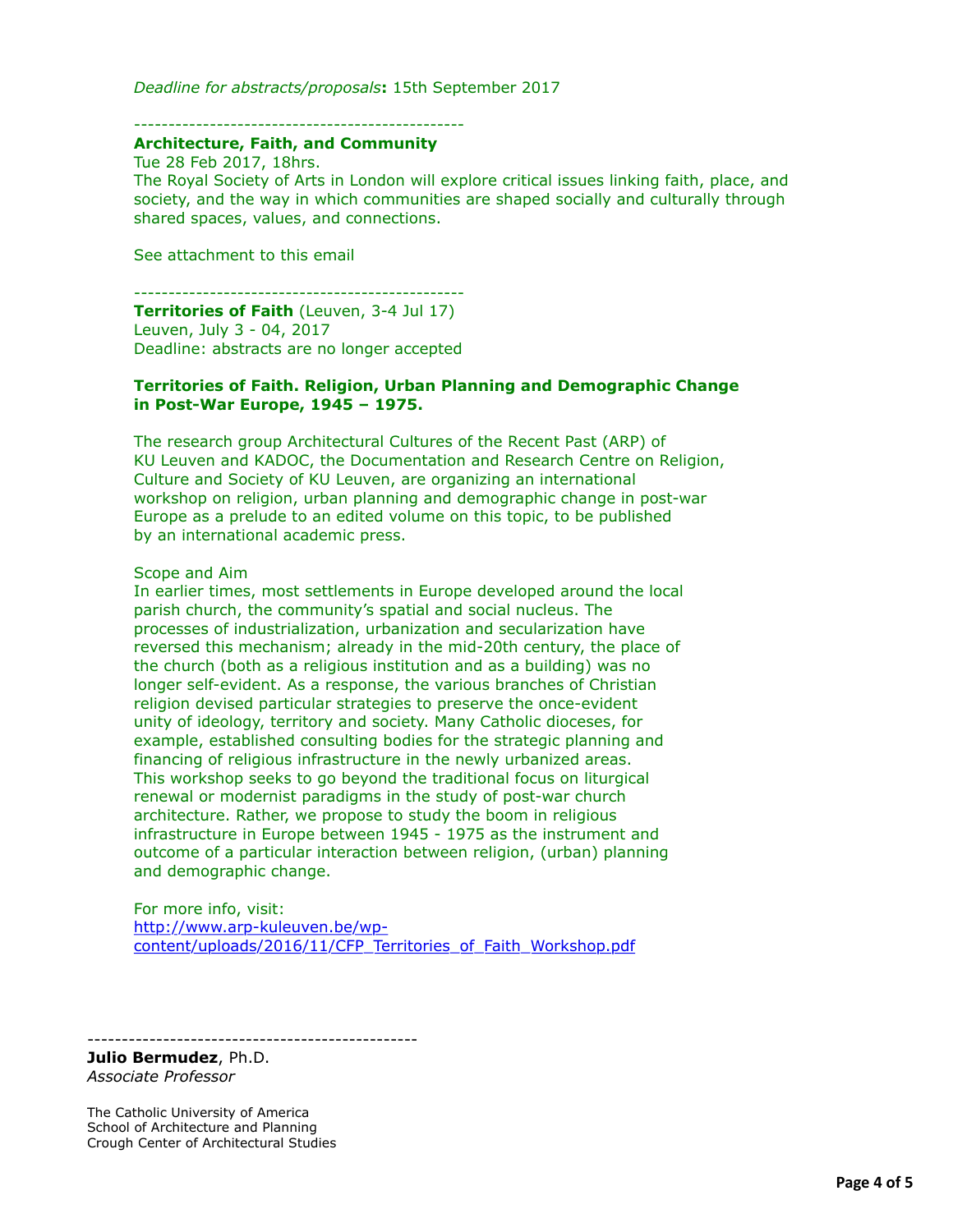*Deadline for abstracts/proposals***:** 15th September 2017

------------------------------------------------

**Architecture, Faith, and Community**

Tue 28 Feb 2017, 18hrs.

The Royal Society of Arts in London will explore critical issues linking faith, place, and society, and the way in which communities are shaped socially and culturally through shared spaces, values, and connections.

See attachment to this email

------------------------------------------------

**Territories of Faith** (Leuven, 3-4 Jul 17)

Leuven, July 3 - 04, 2017

Deadline: abstracts are no longer accepted

**Territories of Faith. Religion, Urban Planning and Demographic Change in Post-War Europe, 1945 – 1975.**

The research group Architectural Cultures of the Recent Past (ARP) of KU Leuven and KADOC, the Documentation and Research Centre on Religion, Culture and Society of KU Leuven, are organizing an international workshop on religion, urban planning and demographic change in post-war Europe as a prelude to an edited volume on this topic, to be published by an international academic press.

Scope and Aim

In earlier times, most settlements in Europe developed around the local parish church, the community's spatial and social nucleus. The processes of industrialization, urbanization and secularization have reversed this mechanism; already in the mid-20th century, the place of the church (both as a religious institution and as a building) was no longer self-evident. As a response, the various branches of Christian religion devised particular strategies to preserve the once-evident unity of ideology, territory and society. Many Catholic dioceses, for example, established consulting bodies for the strategic planning and financing of religious infrastructure in the newly urbanized areas. This workshop seeks to go beyond the traditional focus on liturgical renewal or modernist paradigms in the study of post-war church architecture. Rather, we propose to study the boom in religious infrastructure in Europe between 1945 - 1975 as the instrument and outcome of a particular interaction between religion, (urban) planning and demographic change.

For more info, visit:
[http://www.arp-kuleuven.be/wp-content/uploads/2016/11/CFP_Territories_of_Faith_Workshop.pdf](http://www.arp-kuleuven.be/wp-content/uploads/2016/11/CFP_Territories_of_Faith_Workshop.pdf)

------------------------------------------------

**Julio Bermudez**, Ph.D.
*Associate Professor*

The Catholic University of America
School of Architecture and Planning
Crough Center of Architectural Studies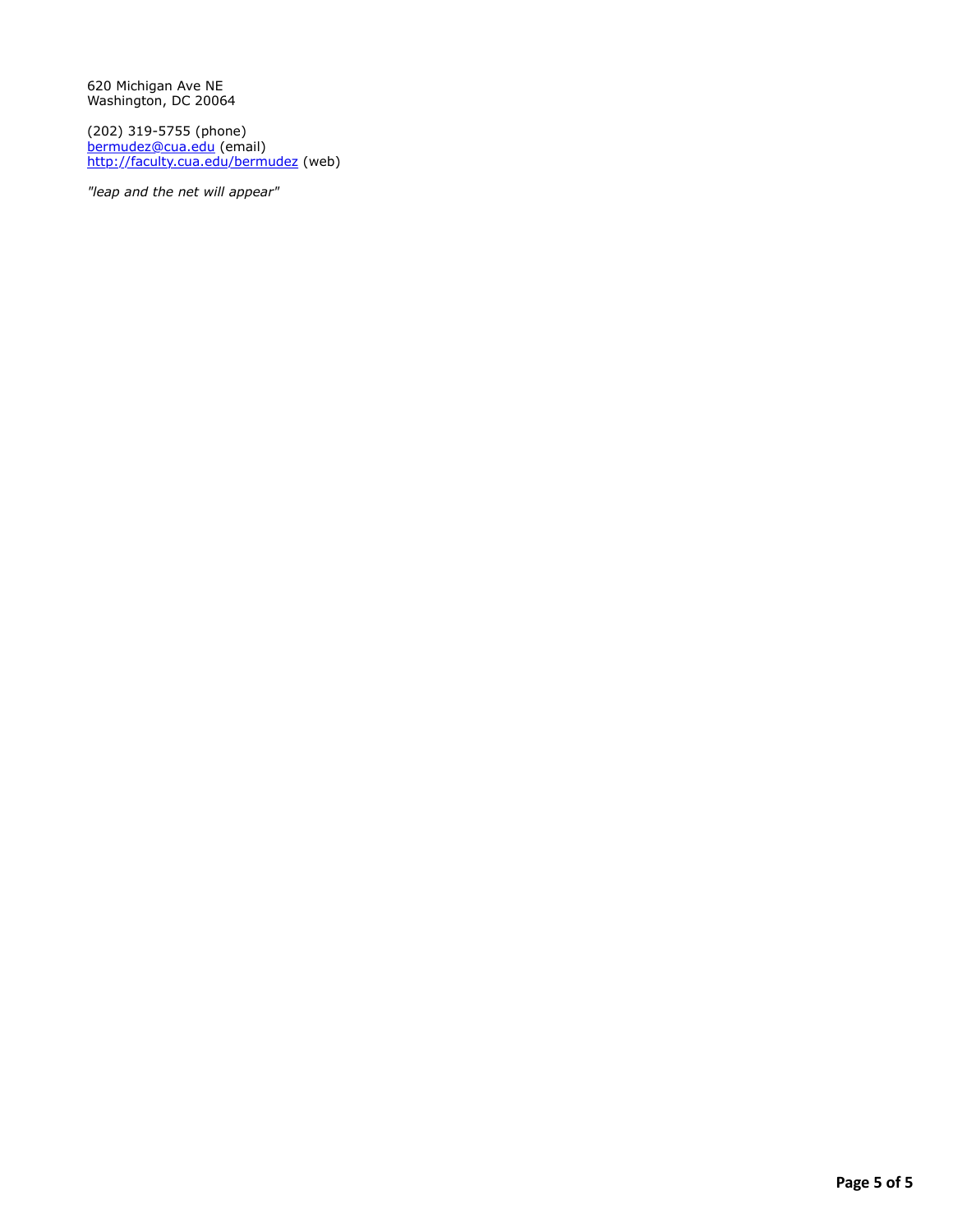620 Michigan Ave NE
Washington, DC 20064

(202) 319-5755 (phone)
[bermudez@cua.edu](mailto:bermudez@cua.edu) (email)
[http://faculty.cua.edu/bermudez](http://faculty.cua.edu/bermudez) (web)

*"leap and the net will appear"*